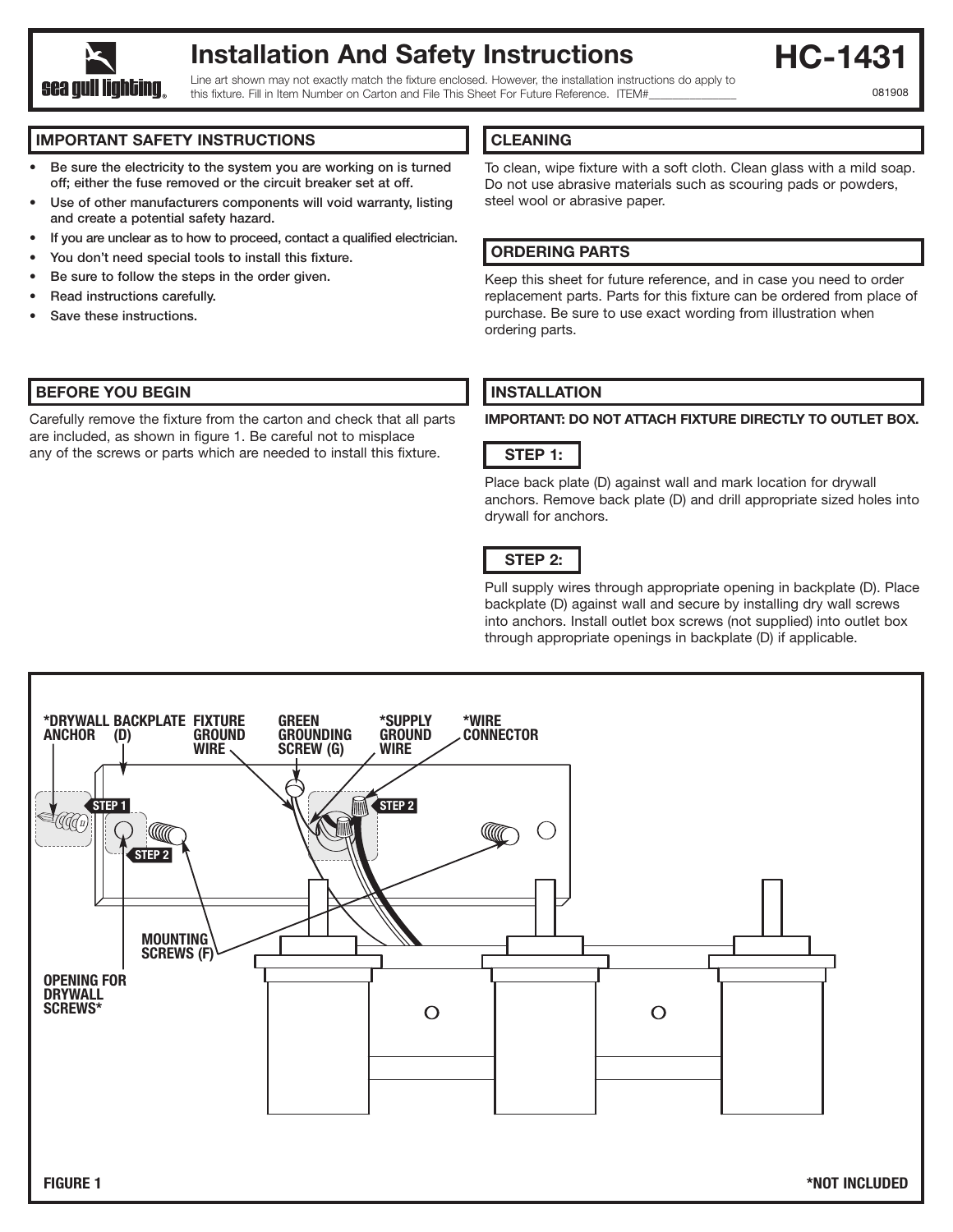# Installation And Safety Instructions

# HC-1431

sea gull lighting

Line art shown may not exactly match the fixture enclosed. However, the installation instructions do apply to this fixture. Fill in Item Number on Carton and File This Sheet For Future Reference. ITEM#______________

081908

## IMPORTANT SAFETY INSTRUCTIONS

- **Be sure the electricity to the system you are working on is turned off; either the fuse removed or the circuit breaker set at off.**
- **Use of other manufacturers components will void warranty, listing and create a potential safety hazard.**
- **If you are unclear as to how to proceed, contact a qualified electrician.**
- **You don't need special tools to install this fixture.**
- **Be sure to follow the steps in the order given.**
- **Read instructions carefully.**
- **Save these instructions.**

## BEFORE YOU BEGIN

Carefully remove the fixture from the carton and check that all parts are included, as shown in figure 1. Be careful not to misplace any of the screws or parts which are needed to install this fixture.

## CLEANING

To clean, wipe fixture with a soft cloth. Clean glass with a mild soap. Do not use abrasive materials such as scouring pads or powders, steel wool or abrasive paper.

## ORDERING PARTS

Keep this sheet for future reference, and in case you need to order replacement parts. Parts for this fixture can be ordered from place of purchase. Be sure to use exact wording from illustration when ordering parts.

## INSTALLATION

**IMPORTANT: DO NOT ATTACH FIXTURE DIRECTLY TO OUTLET BOX.**

### STEP 1:

Place back plate (D) against wall and mark location for drywall anchors. Remove back plate (D) and drill appropriate sized holes into drywall for anchors.

### STEP 2:

Pull supply wires through appropriate opening in backplate (D). Place backplate (D) against wall and secure by installing dry wall screws into anchors. Install outlet box screws (not supplied) into outlet box through appropriate openings in backplate (D) if applicable.

*DRYWALL ANCHOR, BACKPLATE (D), FIXTURE GROUND WIRE, GREEN GROUNDING SCREW (G), *SUPPLY GROUND WIRE, *WIRE CONNECTOR, STEP 1, STEP 2, MOUNTING SCREWS (F), OPENING FOR DRYWALL SCREWS*

FIGURE 1

*NOT INCLUDED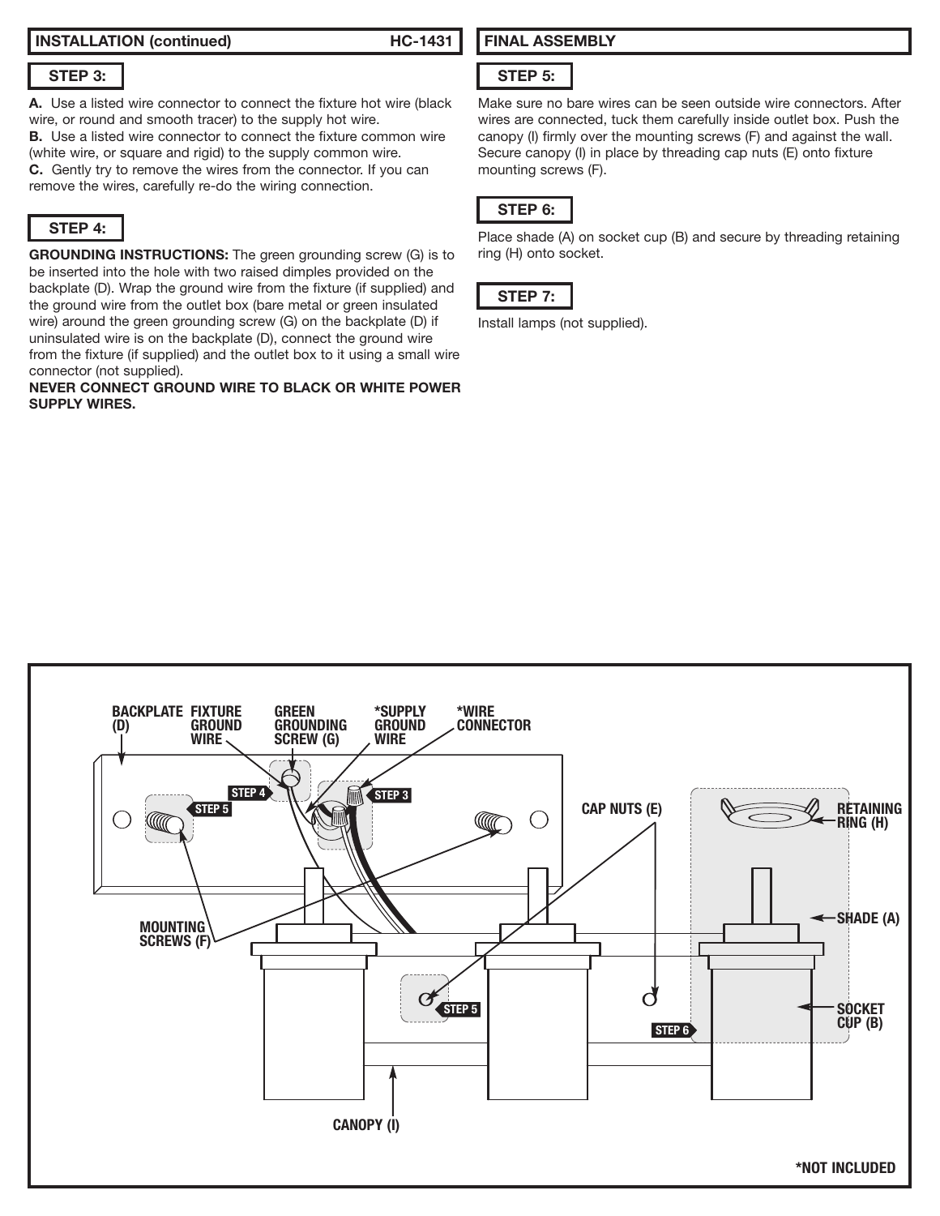## INSTALLATION (continued) HC-1431

### STEP 3:

**A.** Use a listed wire connector to connect the fixture hot wire (black wire, or round and smooth tracer) to the supply hot wire.
**B.** Use a listed wire connector to connect the fixture common wire (white wire, or square and rigid) to the supply common wire.
**C.** Gently try to remove the wires from the connector. If you can remove the wires, carefully re-do the wiring connection.

### STEP 4:

**GROUNDING INSTRUCTIONS:** The green grounding screw (G) is to be inserted into the hole with two raised dimples provided on the backplate (D). Wrap the ground wire from the fixture (if supplied) and the ground wire from the outlet box (bare metal or green insulated wire) around the green grounding screw (G) on the backplate (D) if uninsulated wire is on the backplate (D), connect the ground wire from the fixture (if supplied) and the outlet box to it using a small wire connector (not supplied).
**NEVER CONNECT GROUND WIRE TO BLACK OR WHITE POWER SUPPLY WIRES.**

## FINAL ASSEMBLY

### STEP 5:

Make sure no bare wires can be seen outside wire connectors. After wires are connected, tuck them carefully inside outlet box. Push the canopy (I) firmly over the mounting screws (F) and against the wall. Secure canopy (I) in place by threading cap nuts (E) onto fixture mounting screws (F).

### STEP 6:

Place shade (A) on socket cup (B) and secure by threading retaining ring (H) onto socket.

### STEP 7:

Install lamps (not supplied).

BACKPLATE (D)
FIXTURE GROUND WIRE
GREEN GROUNDING SCREW (G)
*SUPPLY GROUND WIRE
*WIRE CONNECTOR
STEP 4
STEP 3
STEP 5
CAP NUTS (E)
RETAINING RING (H)
SHADE (A)
MOUNTING SCREWS (F)
STEP 5
STEP 6
SOCKET CUP (B)
CANOPY (I)
*NOT INCLUDED